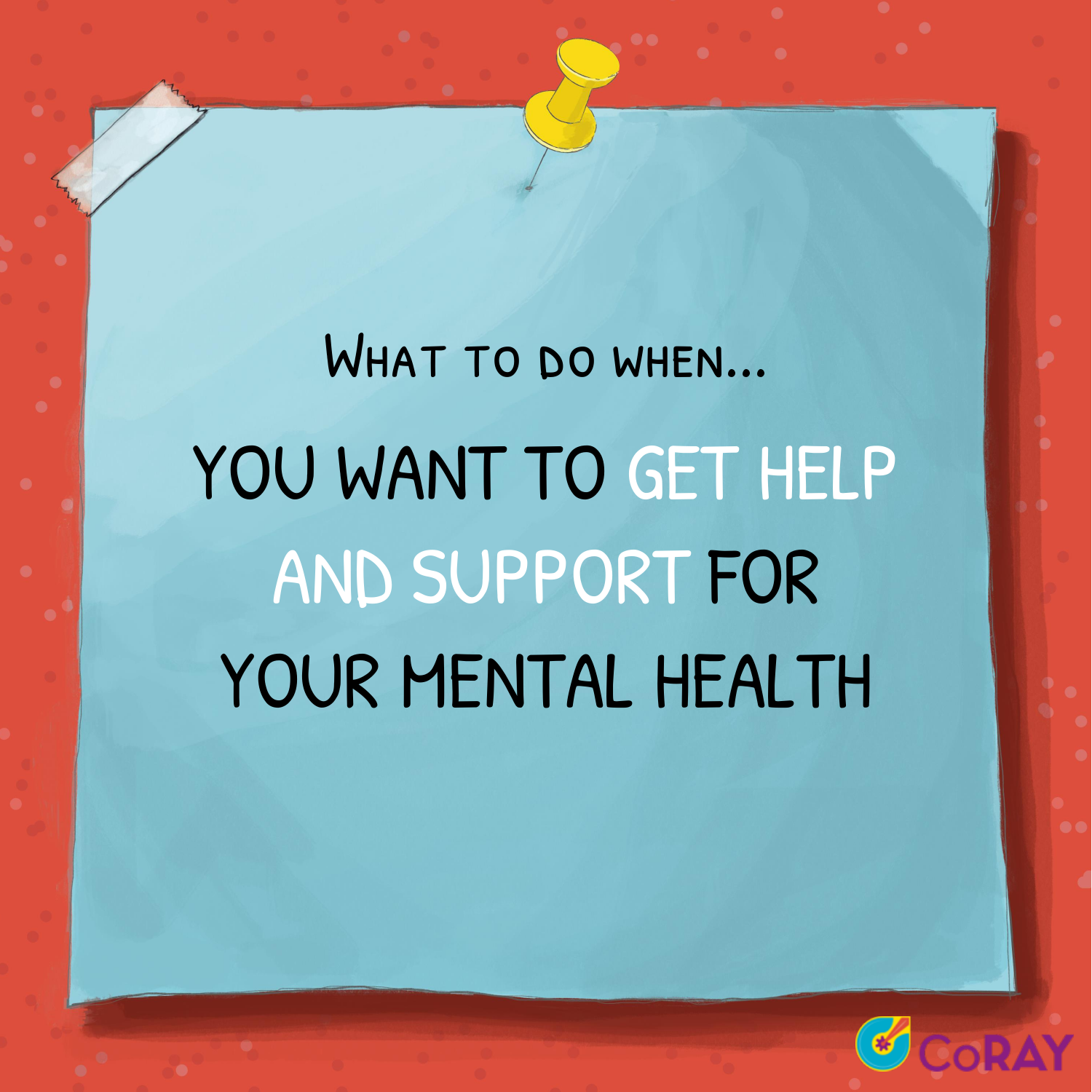What to do when...

# YOU WANT TO GET HELP AND SUPPORT FOR YOUR MENTAL HEALTH

CoRAY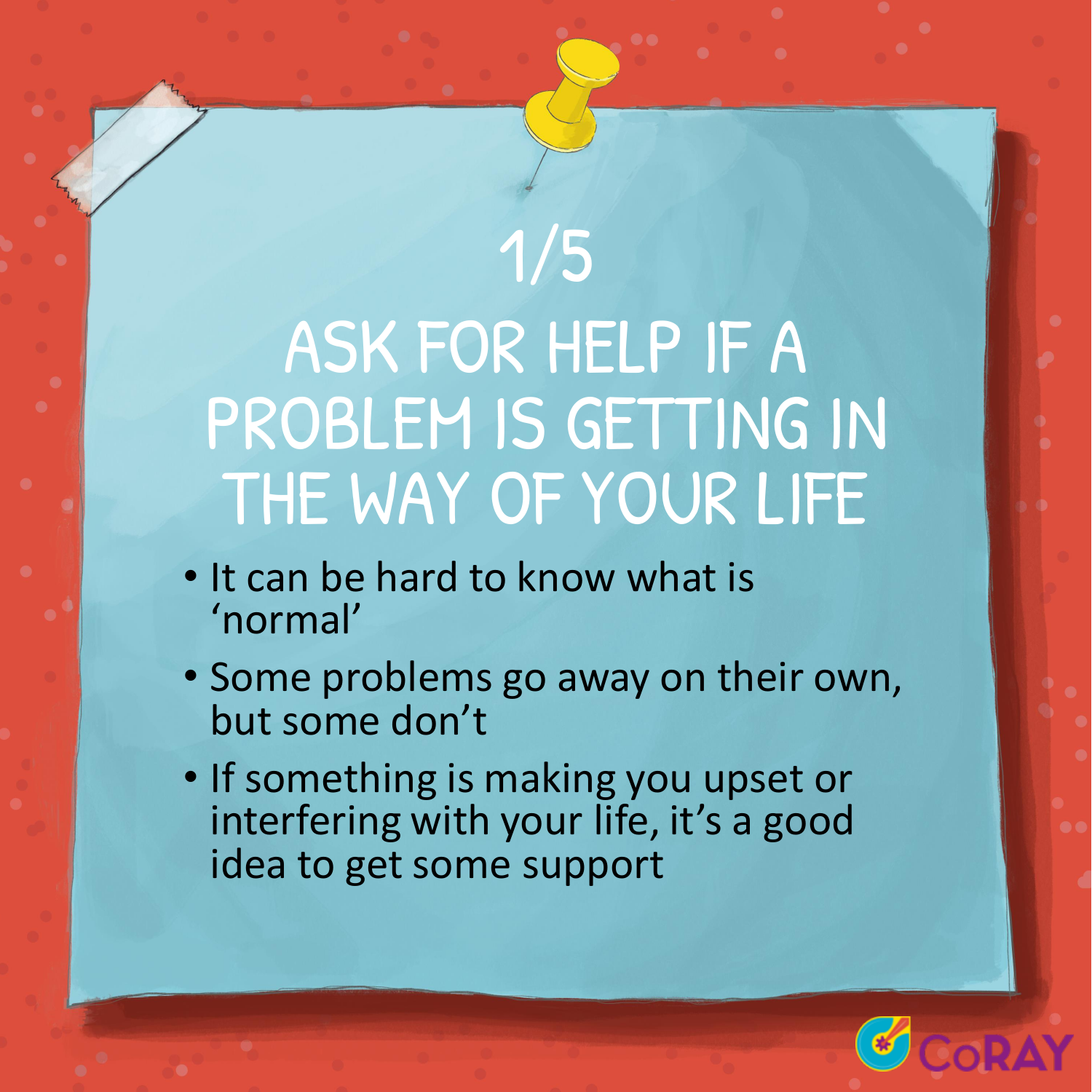1/5

# ASK FOR HELP IF A PROBLEM IS GETTING IN THE WAY OF YOUR LIFE

- It can be hard to know what is 'normal'
- Some problems go away on their own, but some don't
- If something is making you upset or interfering with your life, it's a good idea to get some support

CoRAY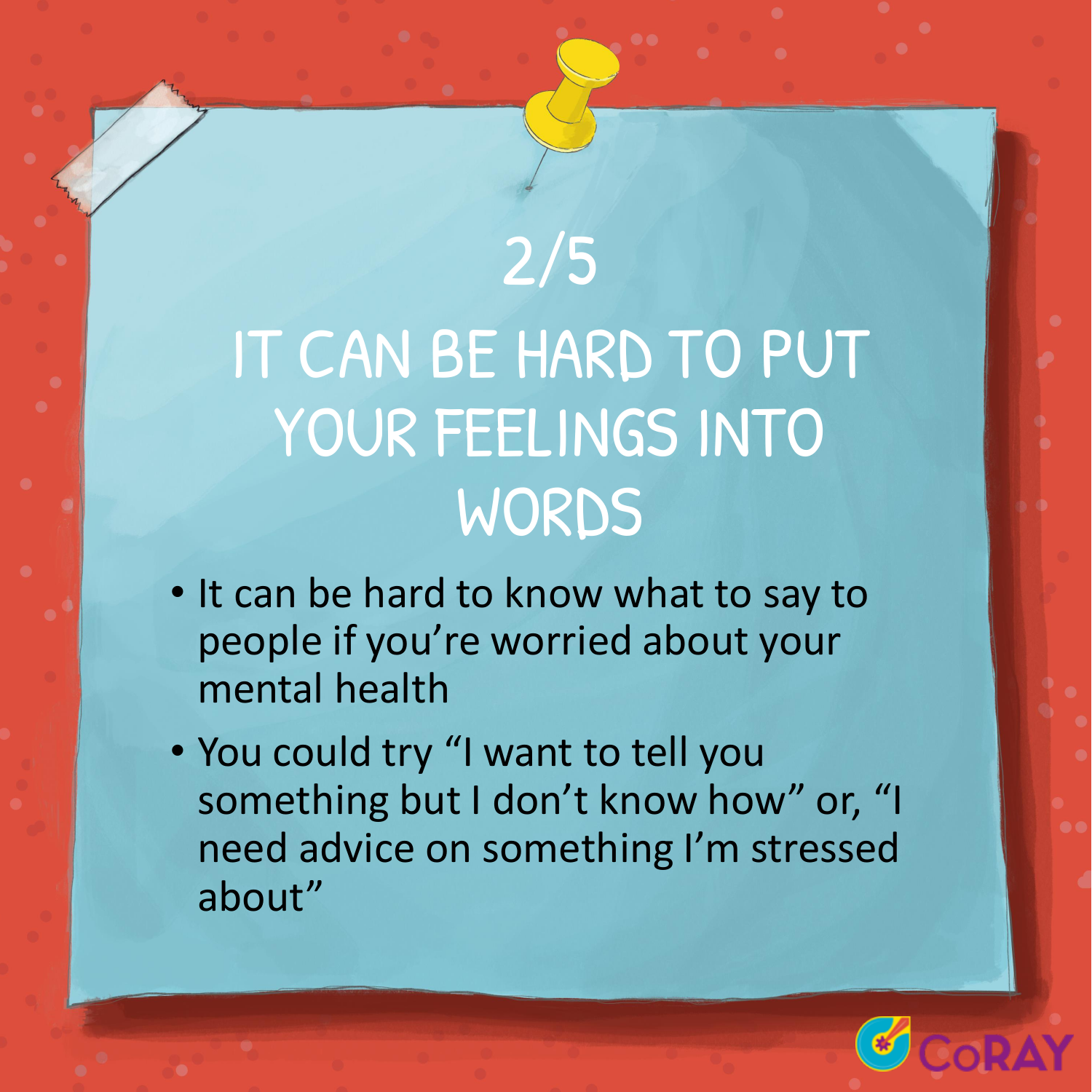2/5

# IT CAN BE HARD TO PUT YOUR FEELINGS INTO WORDS

- It can be hard to know what to say to people if you're worried about your mental health
- You could try "I want to tell you something but I don't know how" or, "I need advice on something I'm stressed about"

CoRAY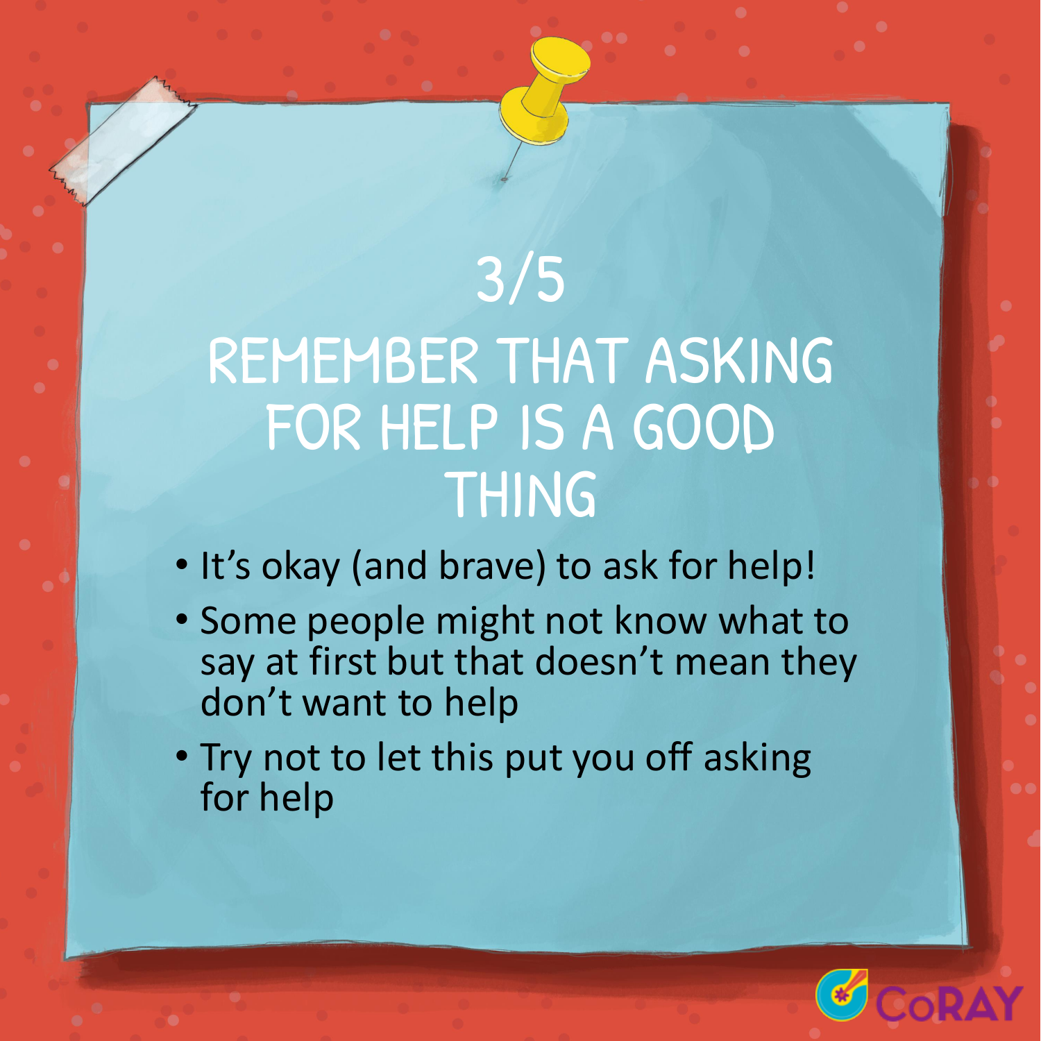# 3/5

# REMEMBER THAT ASKING FOR HELP IS A GOOD THING

- It's okay (and brave) to ask for help!
- Some people might not know what to say at first but that doesn't mean they don't want to help
- Try not to let this put you off asking for help

CoRAY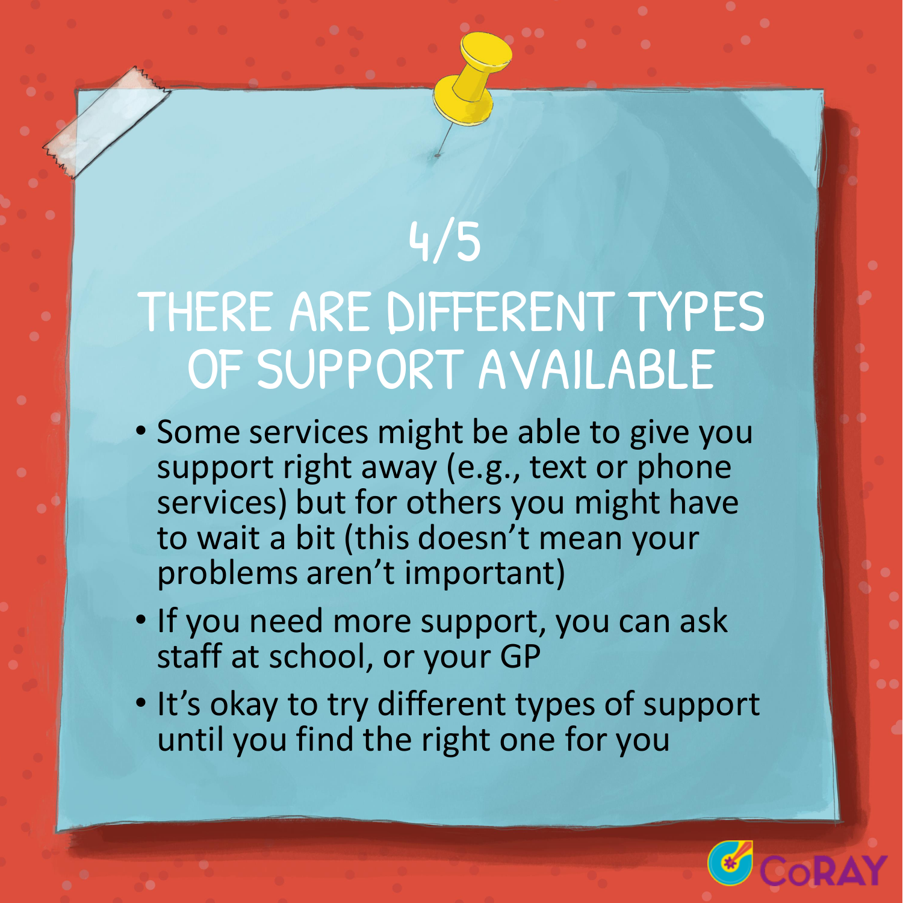4/5

# THERE ARE DIFFERENT TYPES OF SUPPORT AVAILABLE

- Some services might be able to give you support right away (e.g., text or phone services) but for others you might have to wait a bit (this doesn't mean your problems aren't important)
- If you need more support, you can ask staff at school, or your GP
- It's okay to try different types of support until you find the right one for you

CoRAY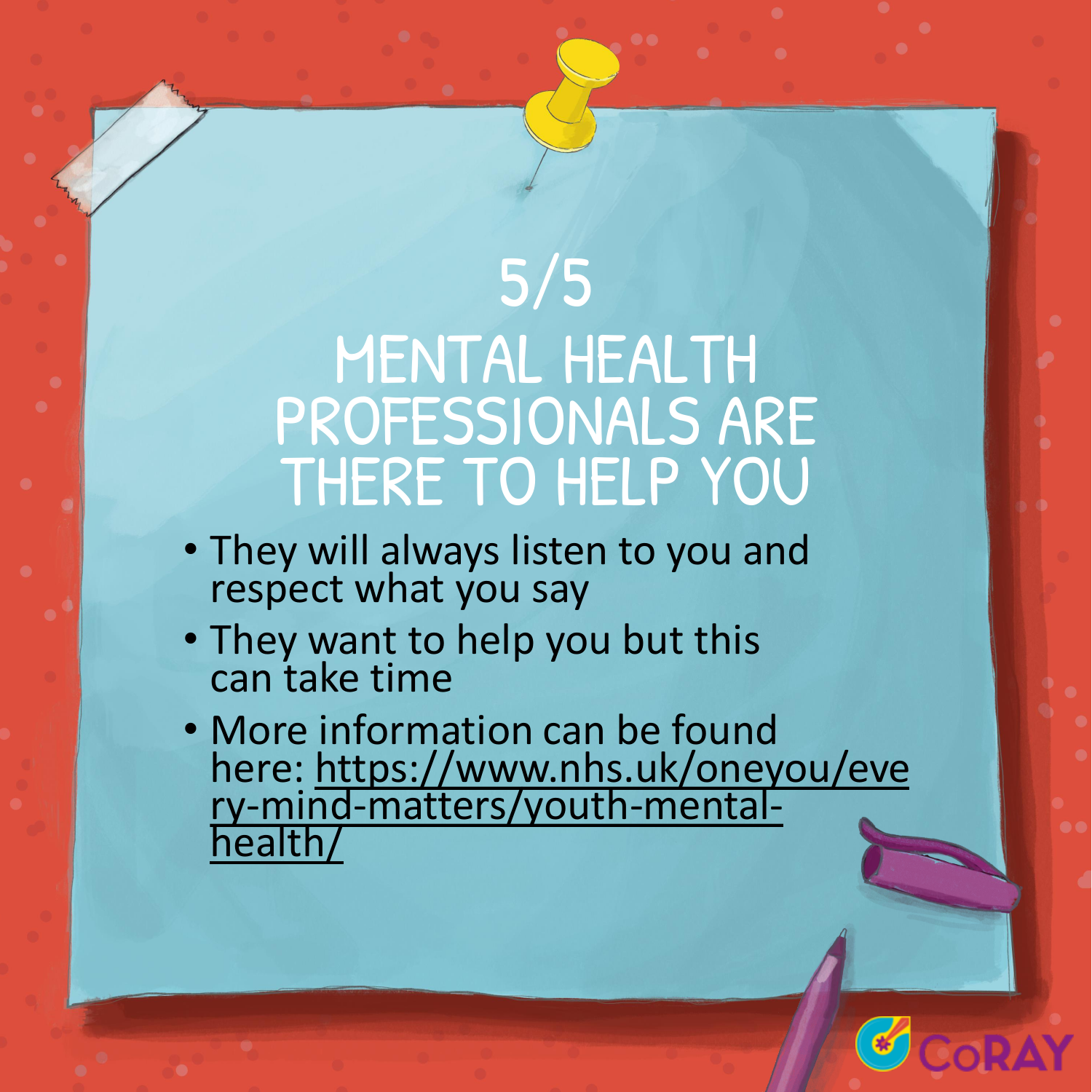5/5

# MENTAL HEALTH PROFESSIONALS ARE THERE TO HELP YOU

- They will always listen to you and respect what you say
- They want to help you but this can take time
- More information can be found here: https://www.nhs.uk/oneyou/every-mind-matters/youth-mental-health/

CoRAY